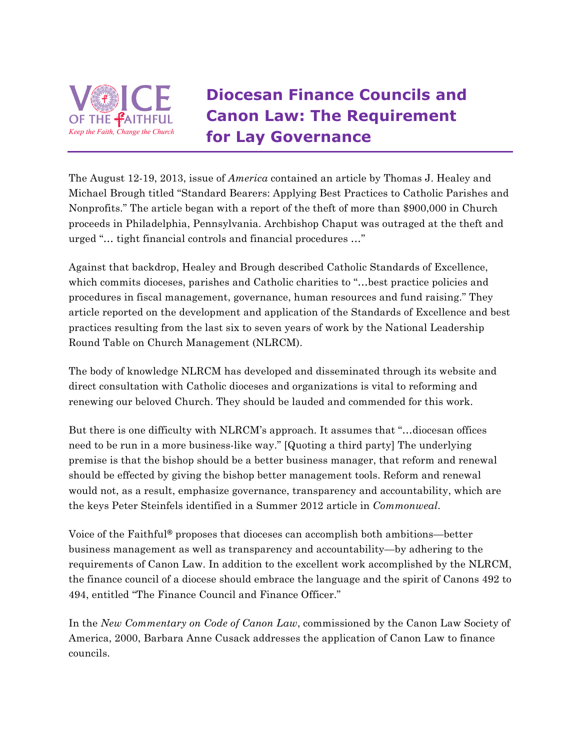# Diocesan Finance Councils and Canon Law: The Requirement for Lay Governance

The August 12-19, 2013, issue of *America* contained an article by Thomas J. Healey and Michael Brough titled "Standard Bearers: Applying Best Practices to Catholic Parishes and Nonprofits." The article began with a report of the theft of more than $900,000 in Church proceeds in Philadelphia, Pennsylvania. Archbishop Chaput was outraged at the theft and urged "… tight financial controls and financial procedures …"

Against that backdrop, Healey and Brough described Catholic Standards of Excellence, which commits dioceses, parishes and Catholic charities to "…best practice policies and procedures in fiscal management, governance, human resources and fund raising." They article reported on the development and application of the Standards of Excellence and best practices resulting from the last six to seven years of work by the National Leadership Round Table on Church Management (NLRCM).

The body of knowledge NLRCM has developed and disseminated through its website and direct consultation with Catholic dioceses and organizations is vital to reforming and renewing our beloved Church. They should be lauded and commended for this work.

But there is one difficulty with NLRCM's approach. It assumes that "…diocesan offices need to be run in a more business-like way." [Quoting a third party] The underlying premise is that the bishop should be a better business manager, that reform and renewal should be effected by giving the bishop better management tools. Reform and renewal would not, as a result, emphasize governance, transparency and accountability, which are the keys Peter Steinfels identified in a Summer 2012 article in *Commonweal*.

Voice of the Faithful® proposes that dioceses can accomplish both ambitions—better business management as well as transparency and accountability—by adhering to the requirements of Canon Law. In addition to the excellent work accomplished by the NLRCM, the finance council of a diocese should embrace the language and the spirit of Canons 492 to 494, entitled "The Finance Council and Finance Officer."

In the *New Commentary on Code of Canon Law*, commissioned by the Canon Law Society of America, 2000, Barbara Anne Cusack addresses the application of Canon Law to finance councils.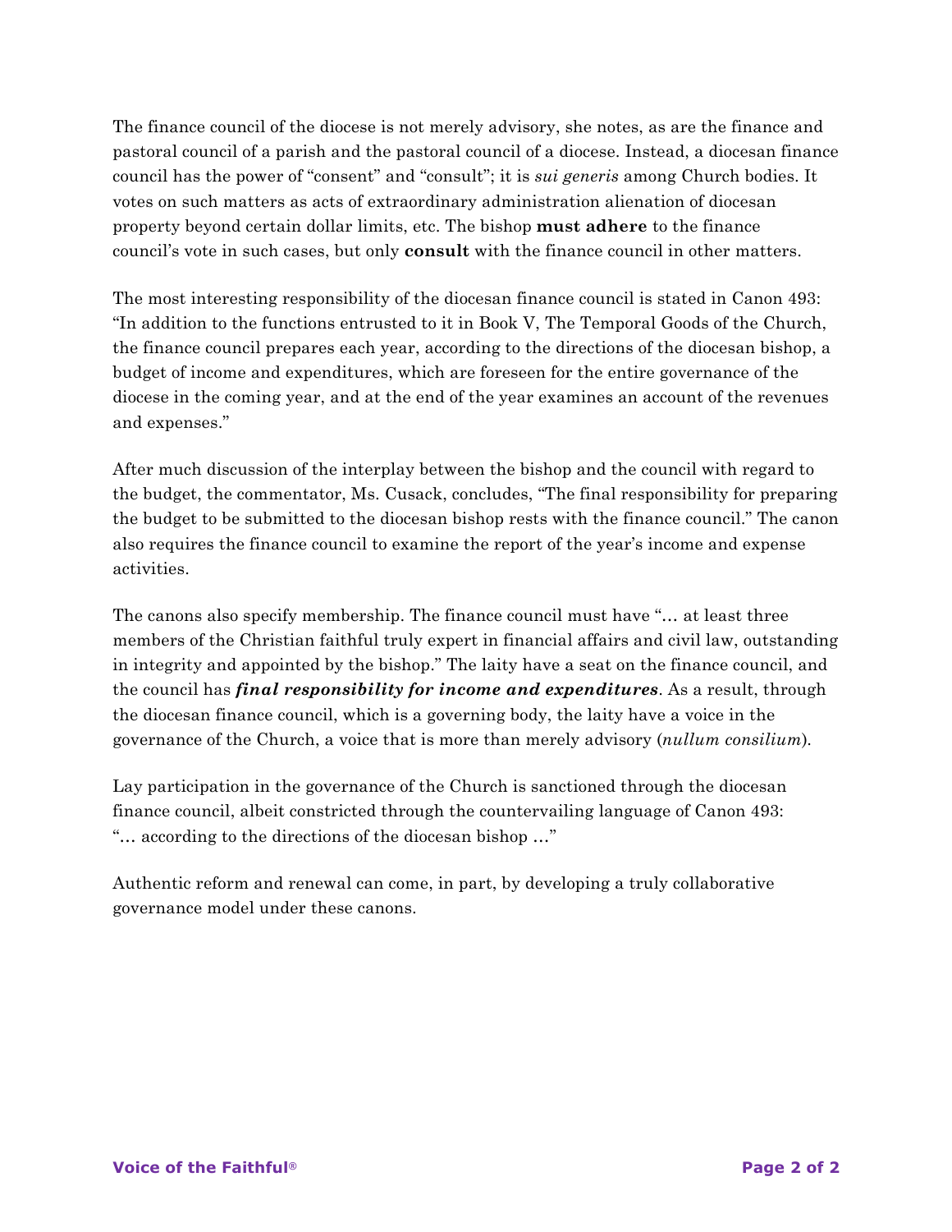The finance council of the diocese is not merely advisory, she notes, as are the finance and pastoral council of a parish and the pastoral council of a diocese. Instead, a diocesan finance council has the power of "consent" and "consult"; it is *sui generis* among Church bodies. It votes on such matters as acts of extraordinary administration alienation of diocesan property beyond certain dollar limits, etc. The bishop **must adhere** to the finance council's vote in such cases, but only **consult** with the finance council in other matters.

The most interesting responsibility of the diocesan finance council is stated in Canon 493: "In addition to the functions entrusted to it in Book V, The Temporal Goods of the Church, the finance council prepares each year, according to the directions of the diocesan bishop, a budget of income and expenditures, which are foreseen for the entire governance of the diocese in the coming year, and at the end of the year examines an account of the revenues and expenses."

After much discussion of the interplay between the bishop and the council with regard to the budget, the commentator, Ms. Cusack, concludes, "The final responsibility for preparing the budget to be submitted to the diocesan bishop rests with the finance council." The canon also requires the finance council to examine the report of the year's income and expense activities.

The canons also specify membership. The finance council must have "… at least three members of the Christian faithful truly expert in financial affairs and civil law, outstanding in integrity and appointed by the bishop." The laity have a seat on the finance council, and the council has ***final responsibility for income and expenditures***. As a result, through the diocesan finance council, which is a governing body, the laity have a voice in the governance of the Church, a voice that is more than merely advisory (*nullum consilium*).

Lay participation in the governance of the Church is sanctioned through the diocesan finance council, albeit constricted through the countervailing language of Canon 493: "… according to the directions of the diocesan bishop …"

Authentic reform and renewal can come, in part, by developing a truly collaborative governance model under these canons.